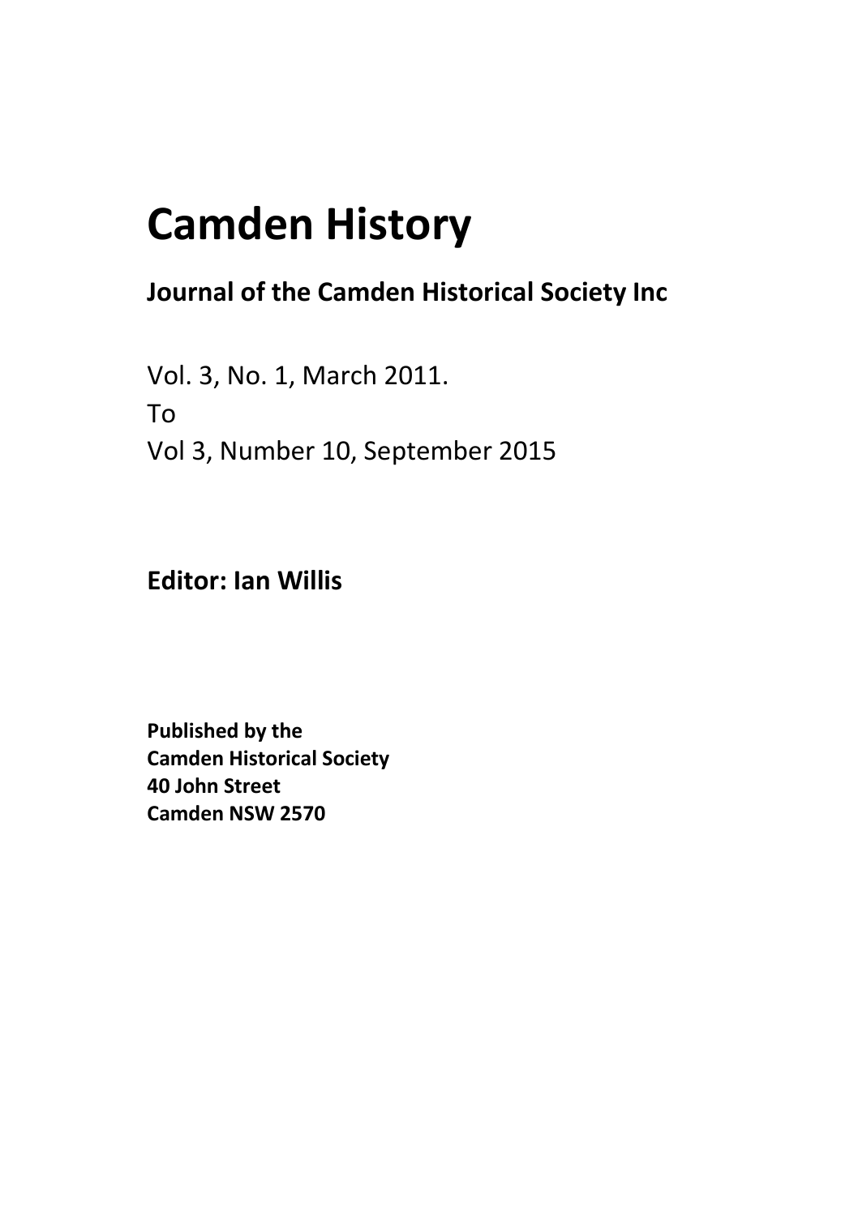# Camden History

## Journal of the Camden Historical Society Inc

Vol. 3, No. 1, March 2011.
To
Vol 3, Number 10, September 2015

**Editor: Ian Willis**

**Published by the**
**Camden Historical Society**
**40 John Street**
**Camden NSW 2570**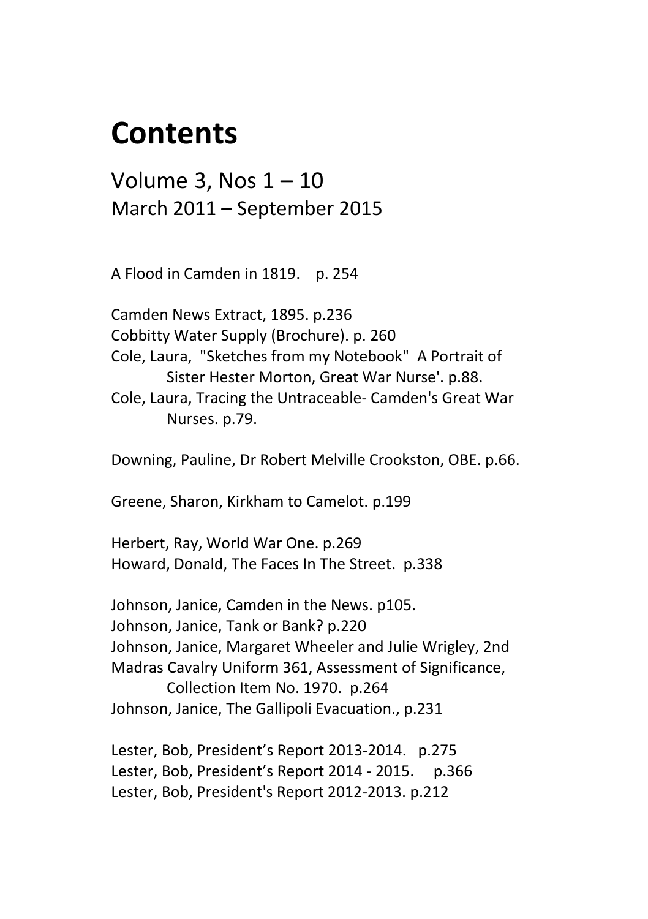# Contents

## Volume 3, Nos 1 – 10
March 2011 – September 2015

A Flood in Camden in 1819. p. 254

Camden News Extract, 1895. p.236
Cobbitty Water Supply (Brochure). p. 260
Cole, Laura, "Sketches from my Notebook" A Portrait of
    Sister Hester Morton, Great War Nurse'. p.88.
Cole, Laura, Tracing the Untraceable- Camden's Great War
    Nurses. p.79.

Downing, Pauline, Dr Robert Melville Crookston, OBE. p.66.

Greene, Sharon, Kirkham to Camelot. p.199

Herbert, Ray, World War One. p.269
Howard, Donald, The Faces In The Street. p.338

Johnson, Janice, Camden in the News. p105.
Johnson, Janice, Tank or Bank? p.220
Johnson, Janice, Margaret Wheeler and Julie Wrigley, 2nd
Madras Cavalry Uniform 361, Assessment of Significance,
    Collection Item No. 1970. p.264
Johnson, Janice, The Gallipoli Evacuation., p.231

Lester, Bob, President's Report 2013-2014. p.275
Lester, Bob, President's Report 2014 - 2015. p.366
Lester, Bob, President's Report 2012-2013. p.212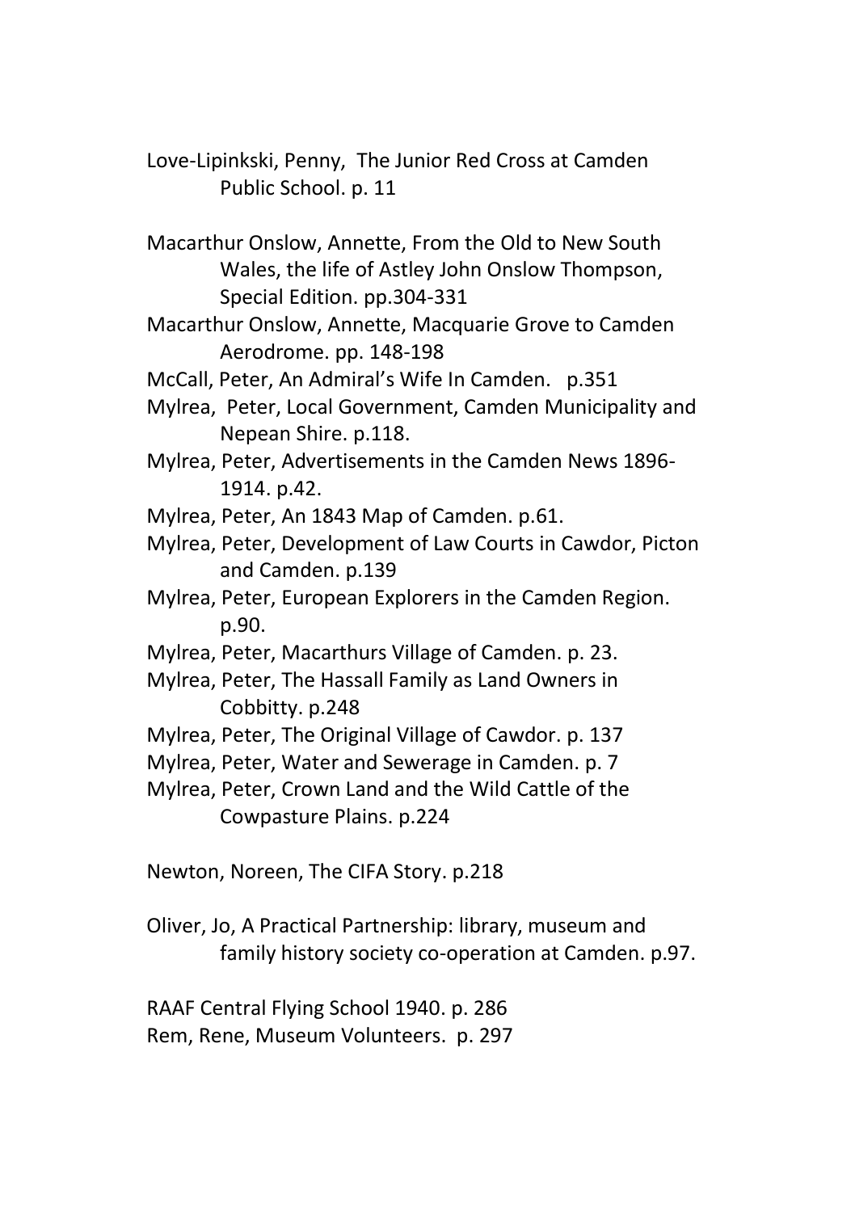Love-Lipinkski, Penny, The Junior Red Cross at Camden Public School. p. 11

Macarthur Onslow, Annette, From the Old to New South Wales, the life of Astley John Onslow Thompson, Special Edition. pp.304-331

Macarthur Onslow, Annette, Macquarie Grove to Camden Aerodrome. pp. 148-198

McCall, Peter, An Admiral's Wife In Camden. p.351

Mylrea, Peter, Local Government, Camden Municipality and Nepean Shire. p.118.

Mylrea, Peter, Advertisements in the Camden News 1896-1914. p.42.

Mylrea, Peter, An 1843 Map of Camden. p.61.

Mylrea, Peter, Development of Law Courts in Cawdor, Picton and Camden. p.139

Mylrea, Peter, European Explorers in the Camden Region. p.90.

Mylrea, Peter, Macarthurs Village of Camden. p. 23.

Mylrea, Peter, The Hassall Family as Land Owners in Cobbitty. p.248

Mylrea, Peter, The Original Village of Cawdor. p. 137

Mylrea, Peter, Water and Sewerage in Camden. p. 7

Mylrea, Peter, Crown Land and the Wild Cattle of the Cowpasture Plains. p.224

Newton, Noreen, The CIFA Story. p.218

Oliver, Jo, A Practical Partnership: library, museum and family history society co-operation at Camden. p.97.

RAAF Central Flying School 1940. p. 286

Rem, Rene, Museum Volunteers. p. 297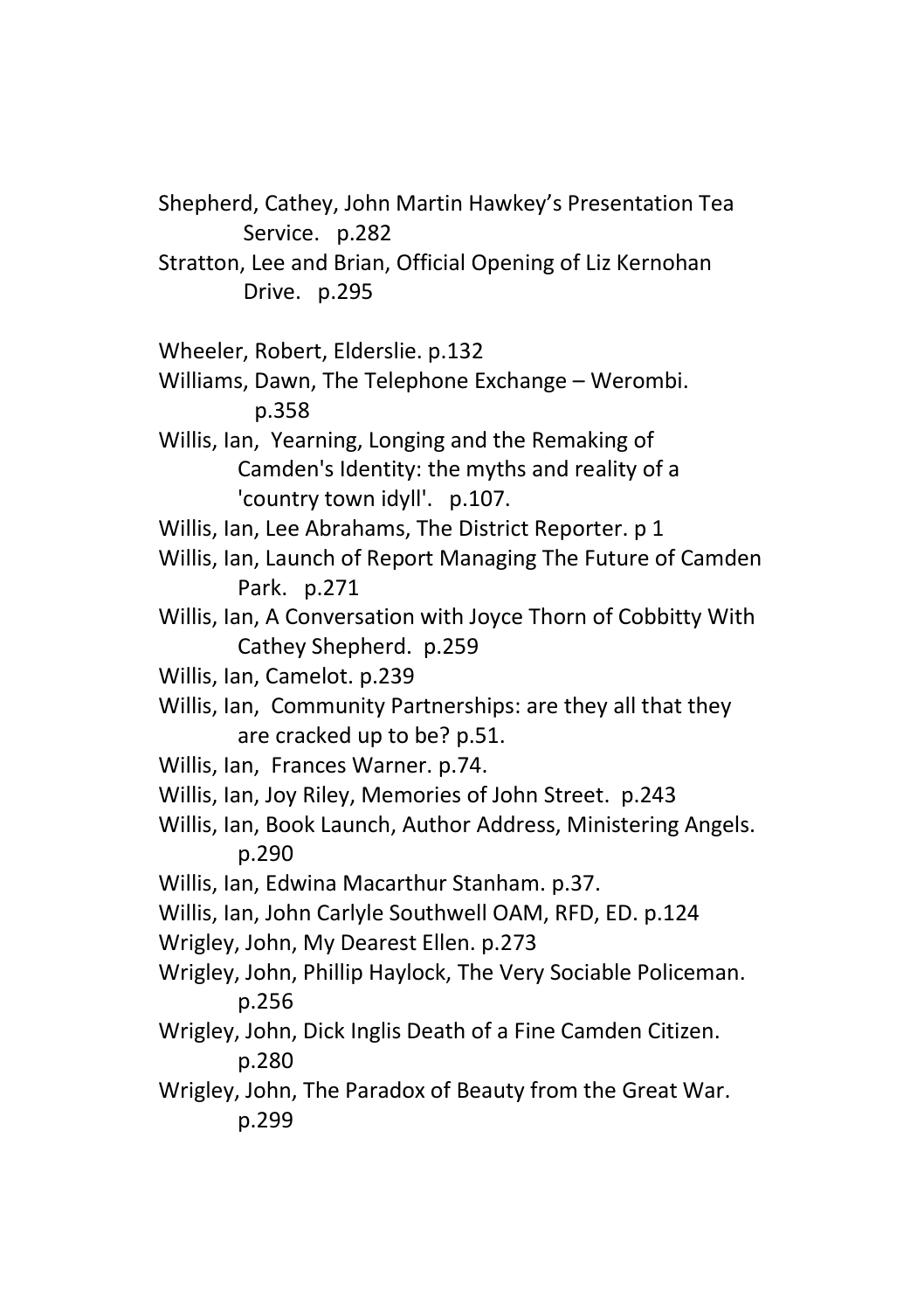Shepherd, Cathey, John Martin Hawkey's Presentation Tea Service. p.282

Stratton, Lee and Brian, Official Opening of Liz Kernohan Drive. p.295

Wheeler, Robert, Elderslie. p.132

Williams, Dawn, The Telephone Exchange – Werombi. p.358

Willis, Ian, Yearning, Longing and the Remaking of Camden's Identity: the myths and reality of a 'country town idyll'. p.107.

Willis, Ian, Lee Abrahams, The District Reporter. p 1

Willis, Ian, Launch of Report Managing The Future of Camden Park. p.271

Willis, Ian, A Conversation with Joyce Thorn of Cobbitty With Cathey Shepherd. p.259

Willis, Ian, Camelot. p.239

Willis, Ian, Community Partnerships: are they all that they are cracked up to be? p.51.

Willis, Ian, Frances Warner. p.74.

Willis, Ian, Joy Riley, Memories of John Street. p.243

Willis, Ian, Book Launch, Author Address, Ministering Angels. p.290

Willis, Ian, Edwina Macarthur Stanham. p.37.

Willis, Ian, John Carlyle Southwell OAM, RFD, ED. p.124

Wrigley, John, My Dearest Ellen. p.273

Wrigley, John, Phillip Haylock, The Very Sociable Policeman. p.256

Wrigley, John, Dick Inglis Death of a Fine Camden Citizen. p.280

Wrigley, John, The Paradox of Beauty from the Great War. p.299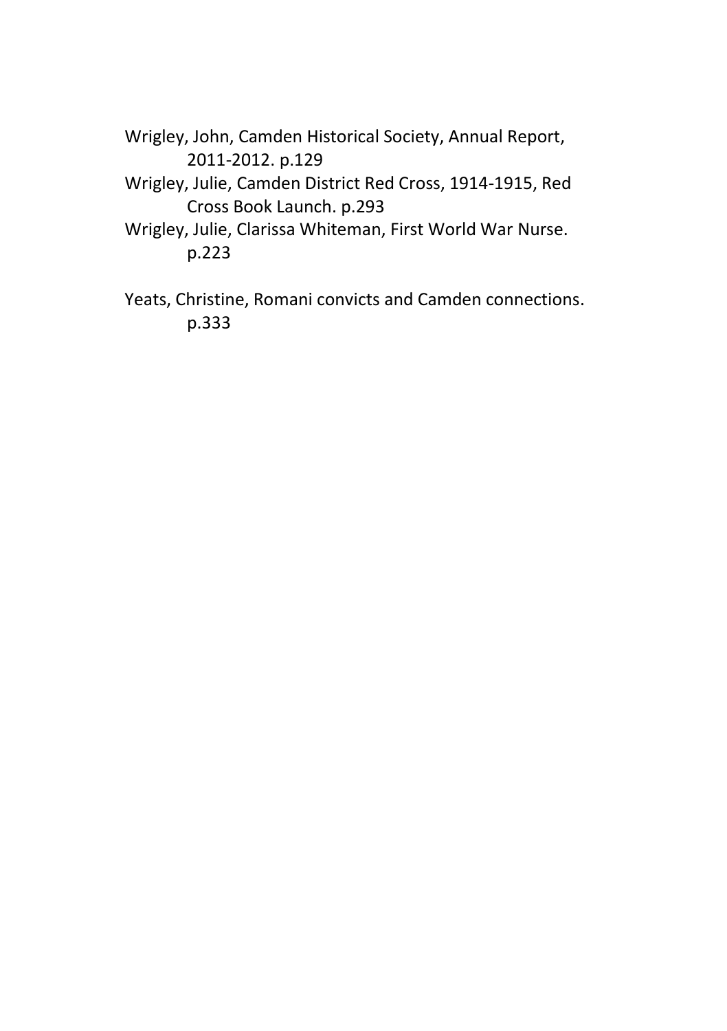Wrigley, John, Camden Historical Society, Annual Report, 2011-2012. p.129

Wrigley, Julie, Camden District Red Cross, 1914-1915, Red Cross Book Launch. p.293

Wrigley, Julie, Clarissa Whiteman, First World War Nurse. p.223

Yeats, Christine, Romani convicts and Camden connections. p.333